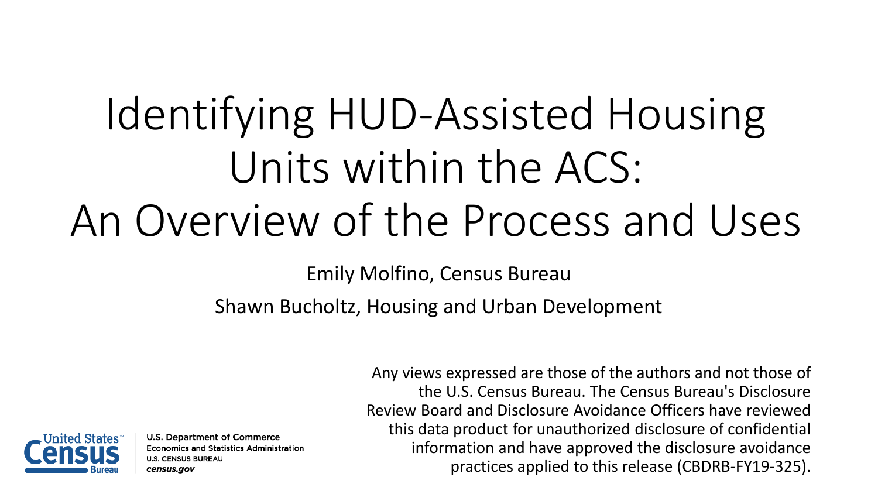# Identifying HUD-Assisted Housing Units within the ACS: An Overview of the Process and Uses

Emily Molfino, Census Bureau

Shawn Bucholtz, Housing and Urban Development

Any views expressed are those of the authors and not those of the U.S. Census Bureau. The Census Bureau's Disclosure Review Board and Disclosure Avoidance Officers have reviewed this data product for unauthorized disclosure of confidential information and have approved the disclosure avoidance practices applied to this release (CBDRB-FY19-325).

U.S. Department of Commerce
Economics and Statistics Administration
U.S. CENSUS BUREAU
*census.gov*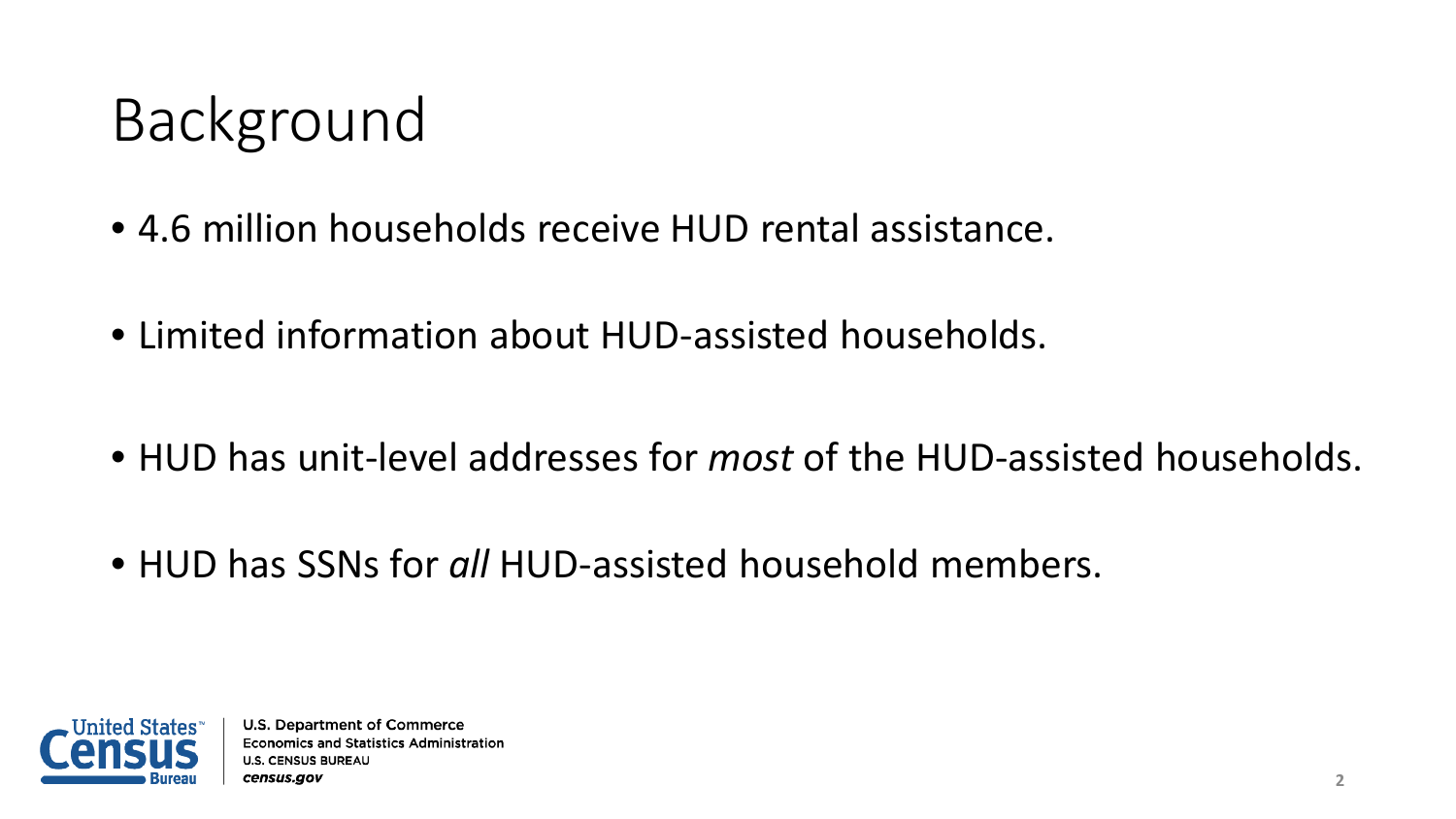# Background

- 4.6 million households receive HUD rental assistance.
- Limited information about HUD-assisted households.
- HUD has unit-level addresses for *most* of the HUD-assisted households.
- HUD has SSNs for *all* HUD-assisted household members.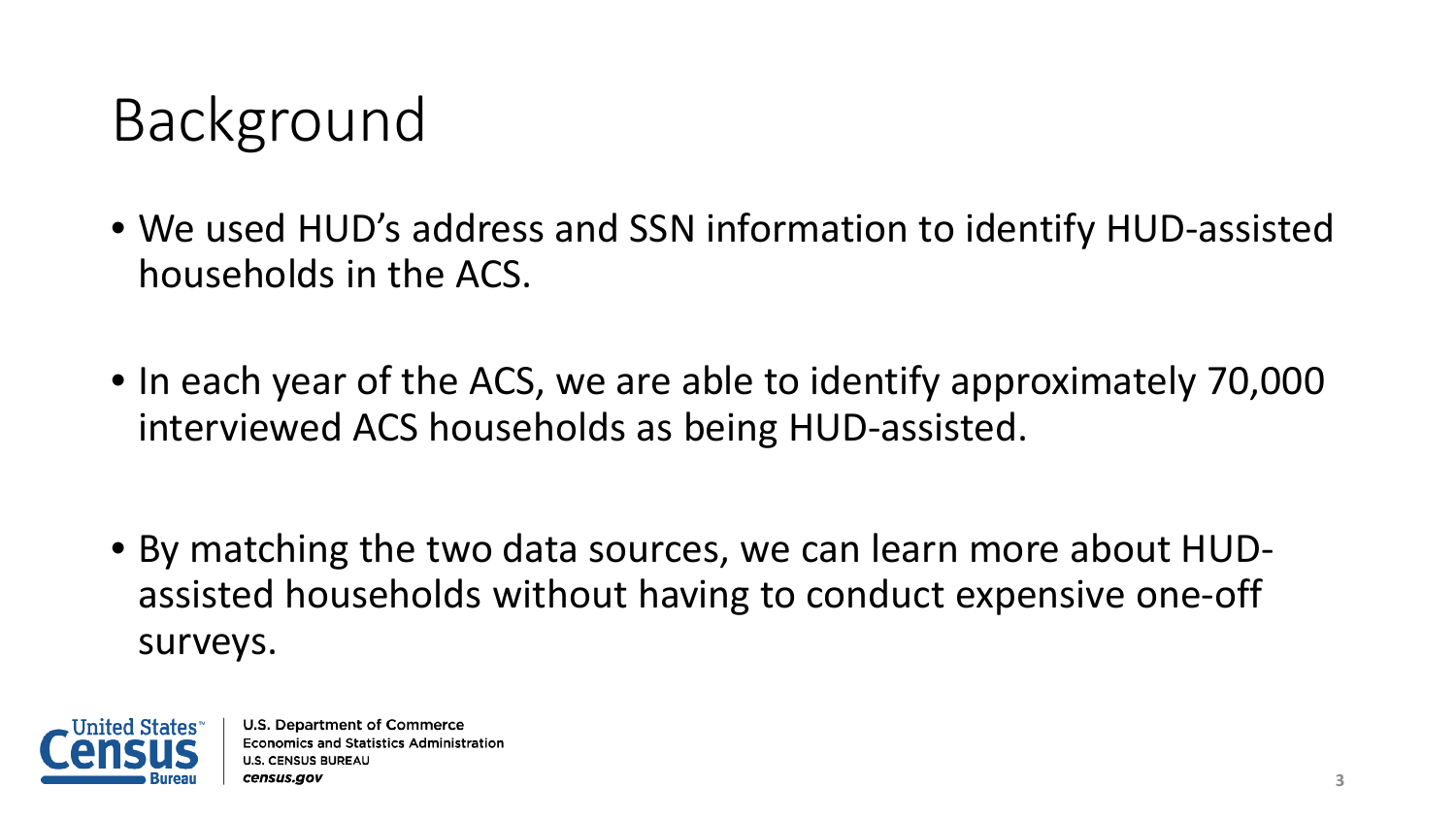# Background

- We used HUD's address and SSN information to identify HUD-assisted households in the ACS.
- In each year of the ACS, we are able to identify approximately 70,000 interviewed ACS households as being HUD-assisted.
- By matching the two data sources, we can learn more about HUD-assisted households without having to conduct expensive one-off surveys.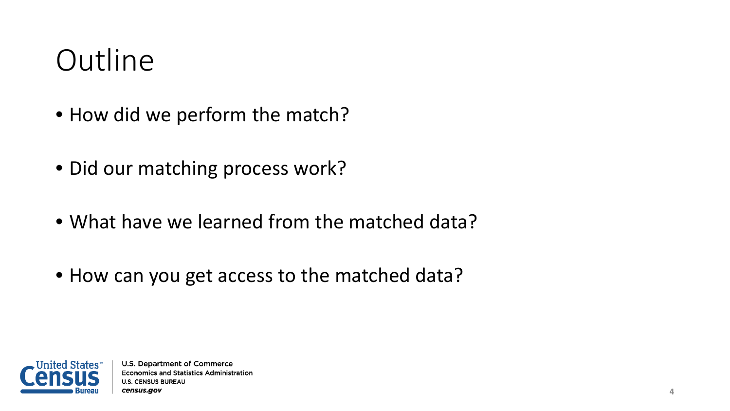# Outline

- How did we perform the match?
- Did our matching process work?
- What have we learned from the matched data?
- How can you get access to the matched data?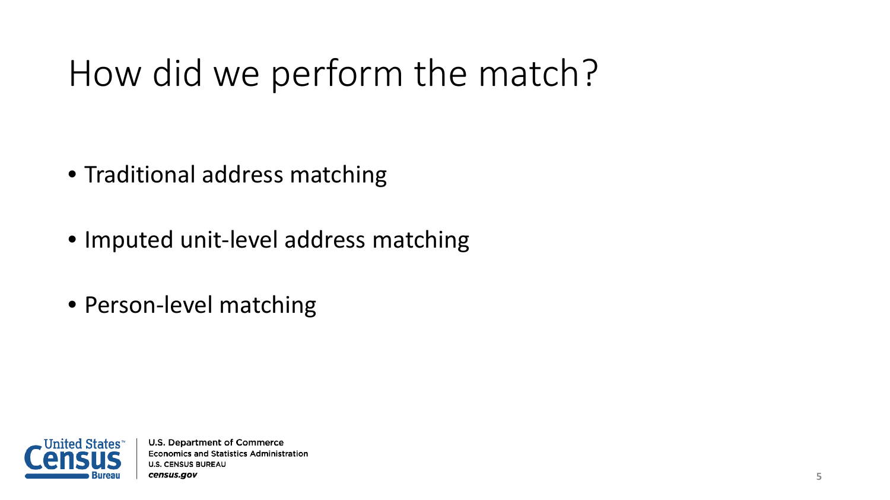# How did we perform the match?

- Traditional address matching
- Imputed unit-level address matching
- Person-level matching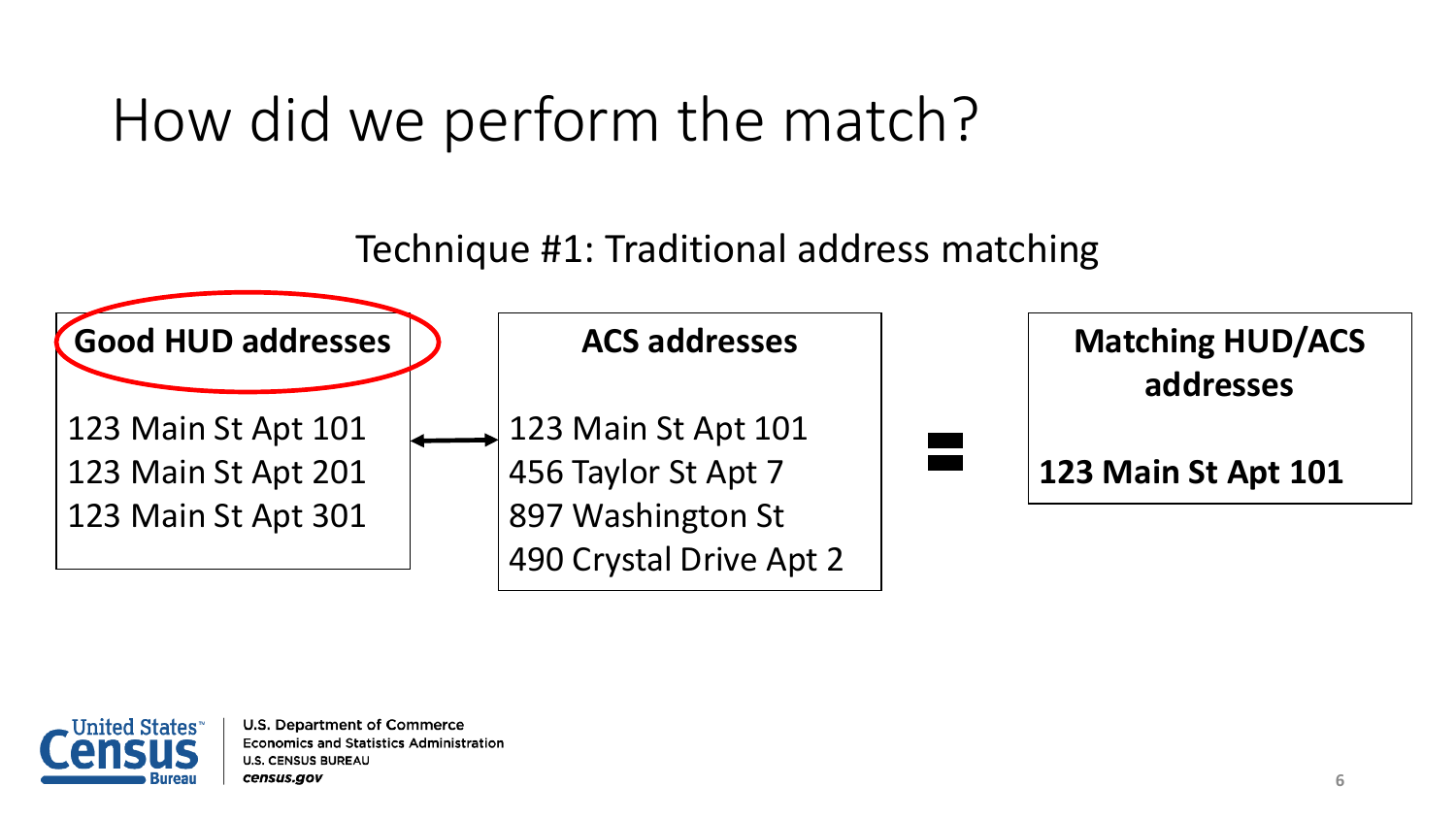# How did we perform the match?

Technique #1: Traditional address matching

**Good HUD addresses**

123 Main St Apt 101
123 Main St Apt 201
123 Main St Apt 301

↔

**ACS addresses**

123 Main St Apt 101
456 Taylor St Apt 7
897 Washington St
490 Crystal Drive Apt 2

=

**Matching HUD/ACS addresses**

**123 Main St Apt 101**

U.S. Department of Commerce
Economics and Statistics Administration
U.S. CENSUS BUREAU
*census.gov*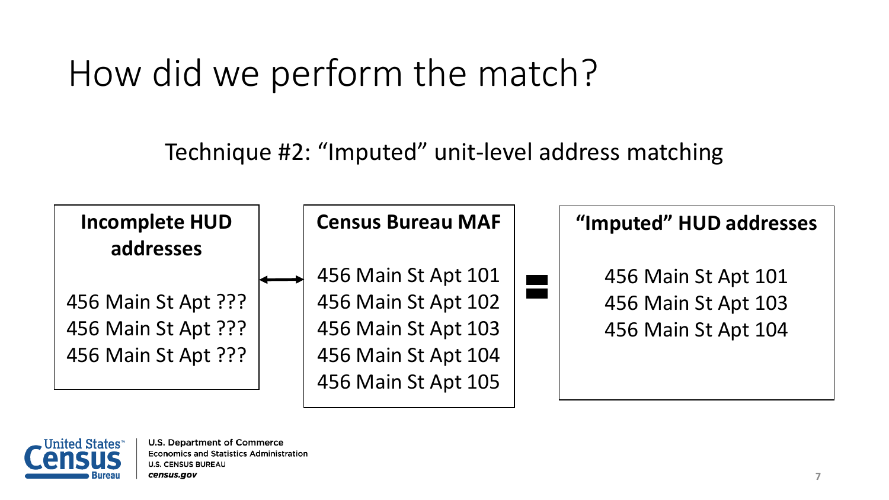# How did we perform the match?

Technique #2: "Imputed" unit-level address matching

**Incomplete HUD addresses**

456 Main St Apt ???
456 Main St Apt ???
456 Main St Apt ???

↔

**Census Bureau MAF**

456 Main St Apt 101
456 Main St Apt 102
456 Main St Apt 103
456 Main St Apt 104
456 Main St Apt 105

=

**"Imputed" HUD addresses**

456 Main St Apt 101
456 Main St Apt 103
456 Main St Apt 104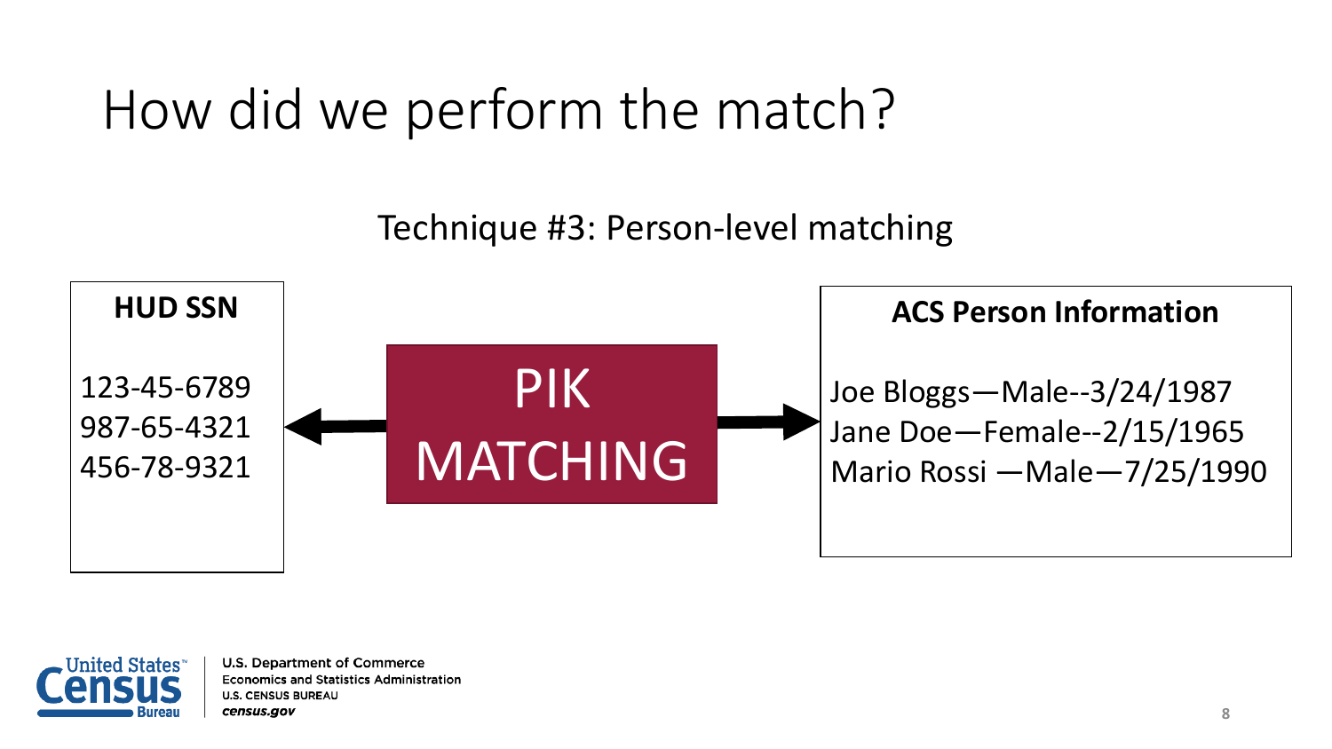# How did we perform the match?

Technique #3: Person-level matching

**HUD SSN**

123-45-6789
987-65-4321
456-78-9321

PIK MATCHING

**ACS Person Information**

Joe Bloggs—Male--3/24/1987
Jane Doe—Female--2/15/1965
Mario Rossi —Male—7/25/1990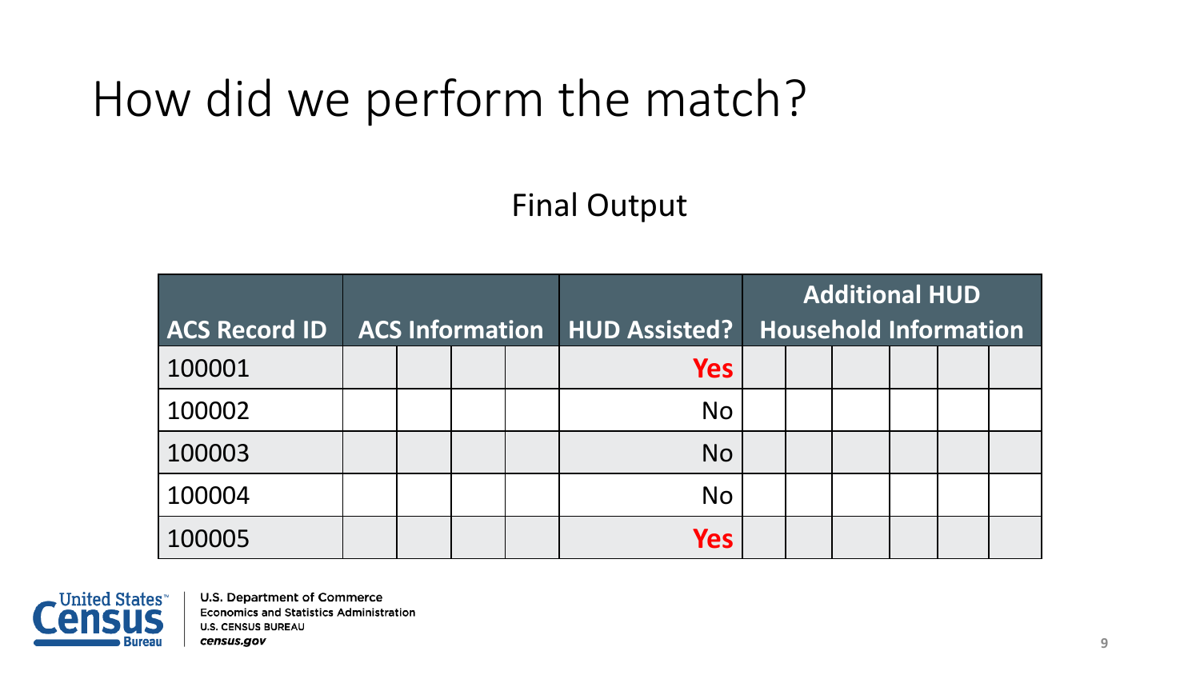# How did we perform the match?

Final Output

| ACS Record ID | ACS Information | | | | HUD Assisted? | Additional HUD Household Information | | | | | |
|---|---|---|---|---|---|---|---|---|---|---|---|
| 100001 | | | | | **Yes** | | | | | | |
| 100002 | | | | | No | | | | | | |
| 100003 | | | | | No | | | | | | |
| 100004 | | | | | No | | | | | | |
| 100005 | | | | | **Yes** | | | | | | |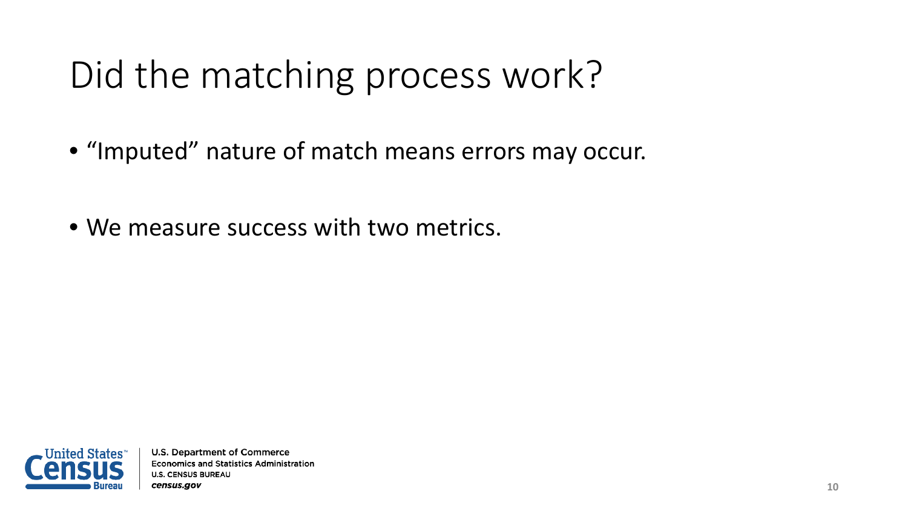# Did the matching process work?

- “Imputed” nature of match means errors may occur.
- We measure success with two metrics.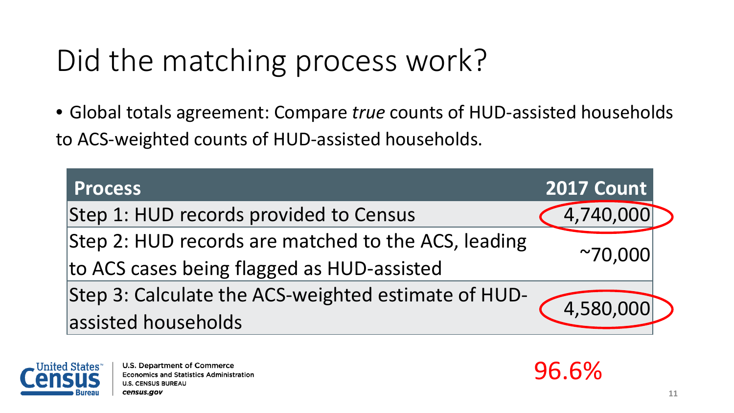# Did the matching process work?

- Global totals agreement: Compare *true* counts of HUD-assisted households to ACS-weighted counts of HUD-assisted households.

| Process | 2017 Count |
|---|---|
| Step 1: HUD records provided to Census | 4,740,000 |
| Step 2: HUD records are matched to the ACS, leading to ACS cases being flagged as HUD-assisted | ~70,000 |
| Step 3: Calculate the ACS-weighted estimate of HUD-assisted households | 4,580,000 |

96.6%

U.S. Department of Commerce
Economics and Statistics Administration
U.S. CENSUS BUREAU
census.gov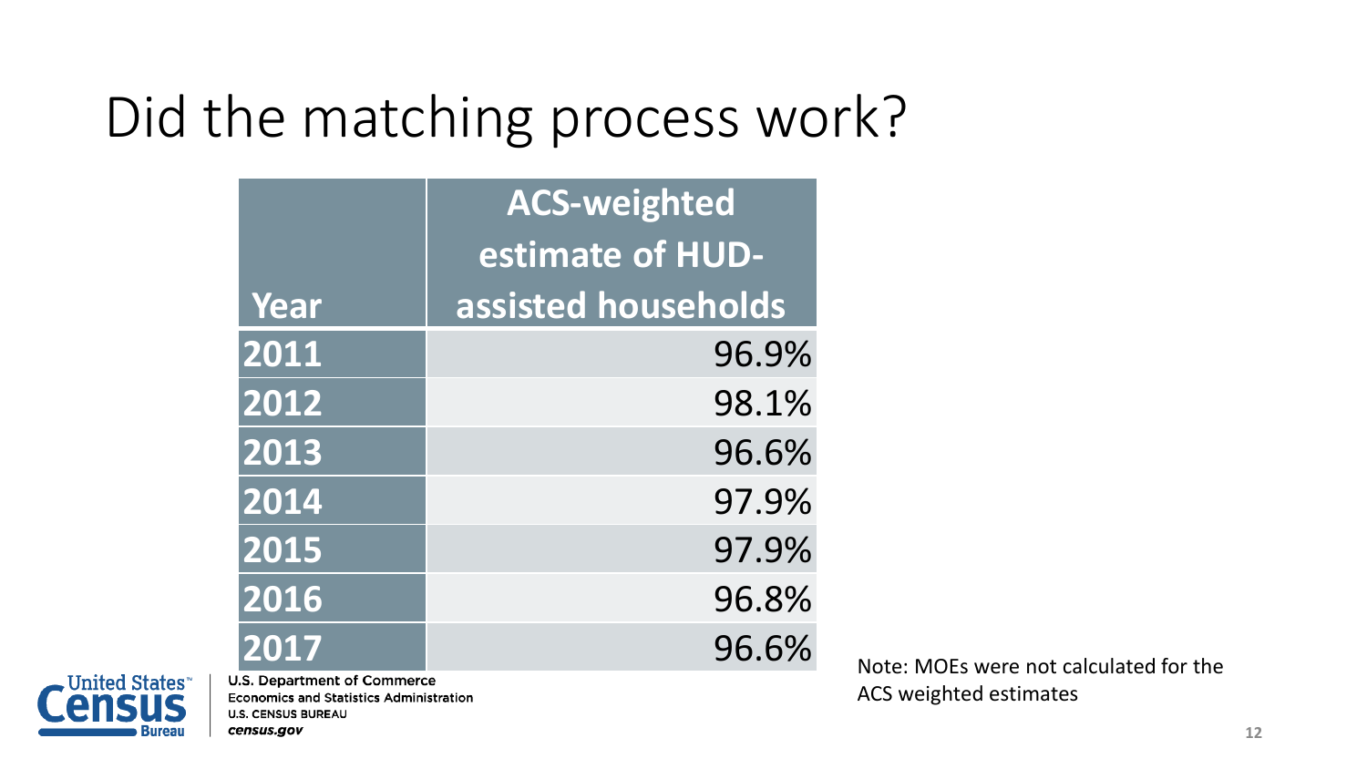# Did the matching process work?

| Year | ACS-weighted estimate of HUD-assisted households |
|---|---|
| 2011 | 96.9% |
| 2012 | 98.1% |
| 2013 | 96.6% |
| 2014 | 97.9% |
| 2015 | 97.9% |
| 2016 | 96.8% |
| 2017 | 96.6% |

Note: MOEs were not calculated for the ACS weighted estimates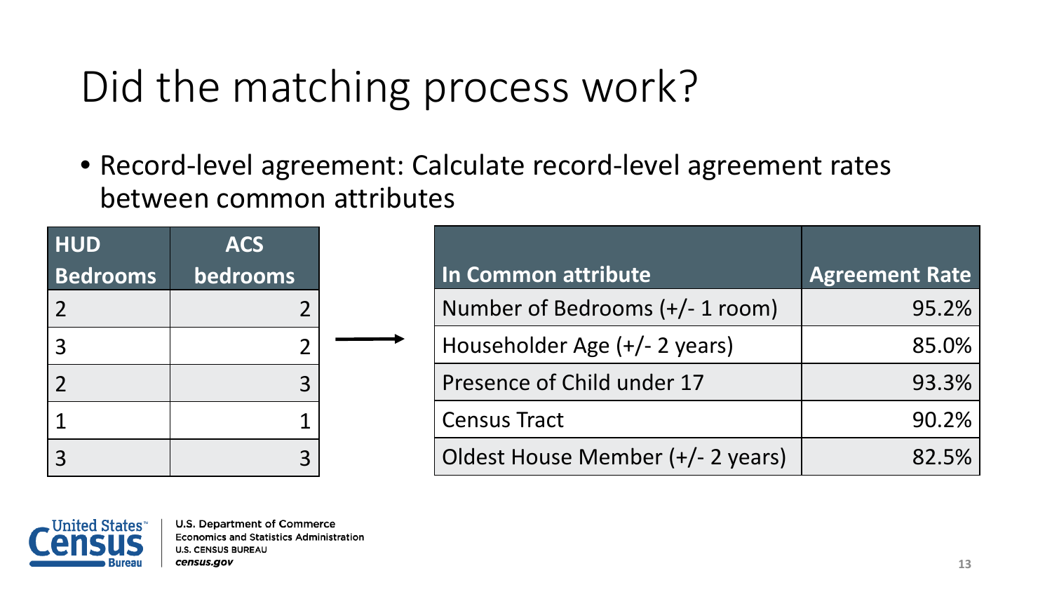# Did the matching process work?

- Record-level agreement: Calculate record-level agreement rates between common attributes

| HUD Bedrooms | ACS bedrooms |
|---|---|
| 2 | 2 |
| 3 | 2 |
| 2 | 3 |
| 1 | 1 |
| 3 | 3 |

| In Common attribute | Agreement Rate |
|---|---|
| Number of Bedrooms (+/- 1 room) | 95.2% |
| Householder Age (+/- 2 years) | 85.0% |
| Presence of Child under 17 | 93.3% |
| Census Tract | 90.2% |
| Oldest House Member (+/- 2 years) | 82.5% |

U.S. Department of Commerce
Economics and Statistics Administration
U.S. CENSUS BUREAU
*census.gov*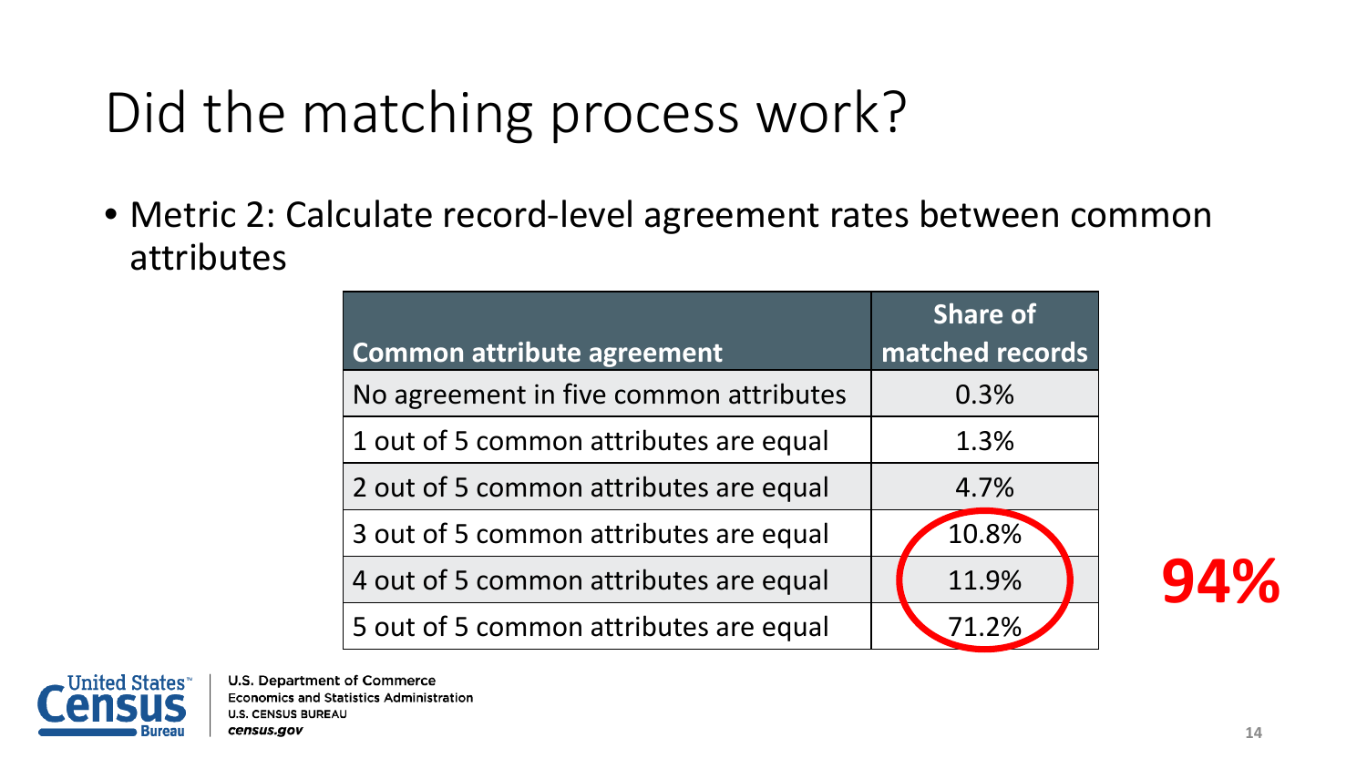# Did the matching process work?

- Metric 2: Calculate record-level agreement rates between common attributes

| Common attribute agreement | Share of matched records |
| --- | --- |
| No agreement in five common attributes | 0.3% |
| 1 out of 5 common attributes are equal | 1.3% |
| 2 out of 5 common attributes are equal | 4.7% |
| 3 out of 5 common attributes are equal | 10.8% |
| 4 out of 5 common attributes are equal | 11.9% |
| 5 out of 5 common attributes are equal | 71.2% |

**94%**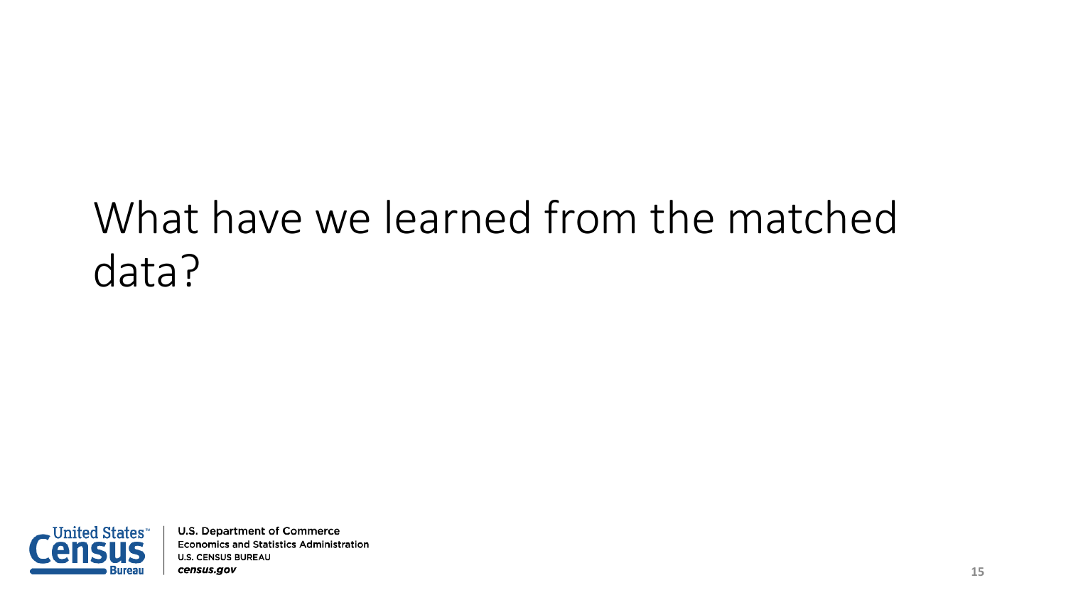# What have we learned from the matched data?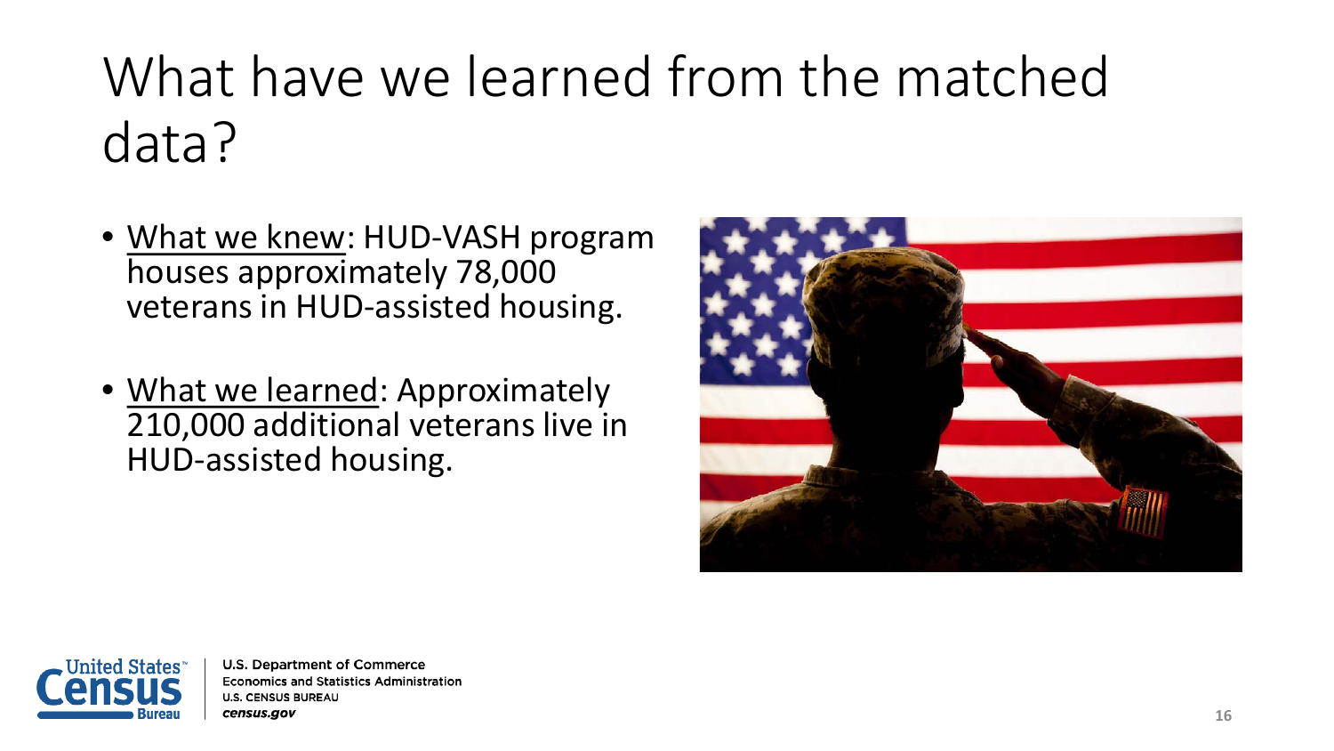# What have we learned from the matched data?

- <u>What we knew</u>: HUD-VASH program houses approximately 78,000 veterans in HUD-assisted housing.
- <u>What we learned</u>: Approximately 210,000 additional veterans live in HUD-assisted housing.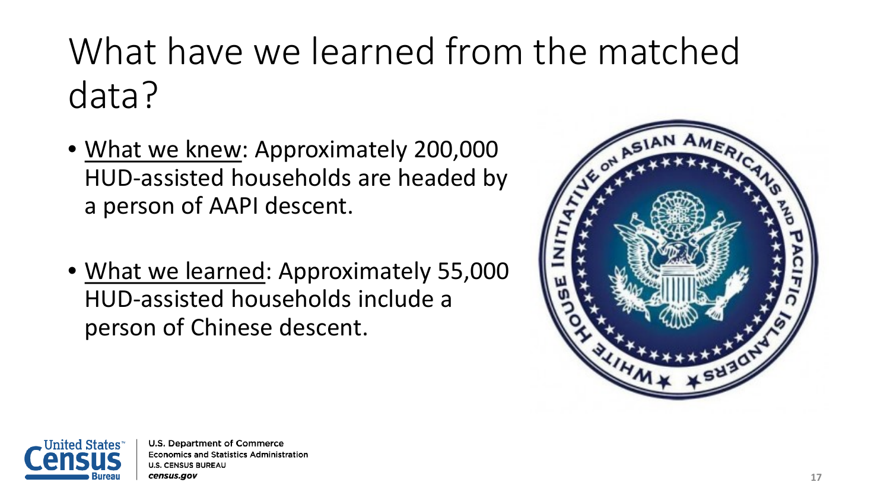# What have we learned from the matched data?

- What we knew: Approximately 200,000 HUD-assisted households are headed by a person of AAPI descent.

- What we learned: Approximately 55,000 HUD-assisted households include a person of Chinese descent.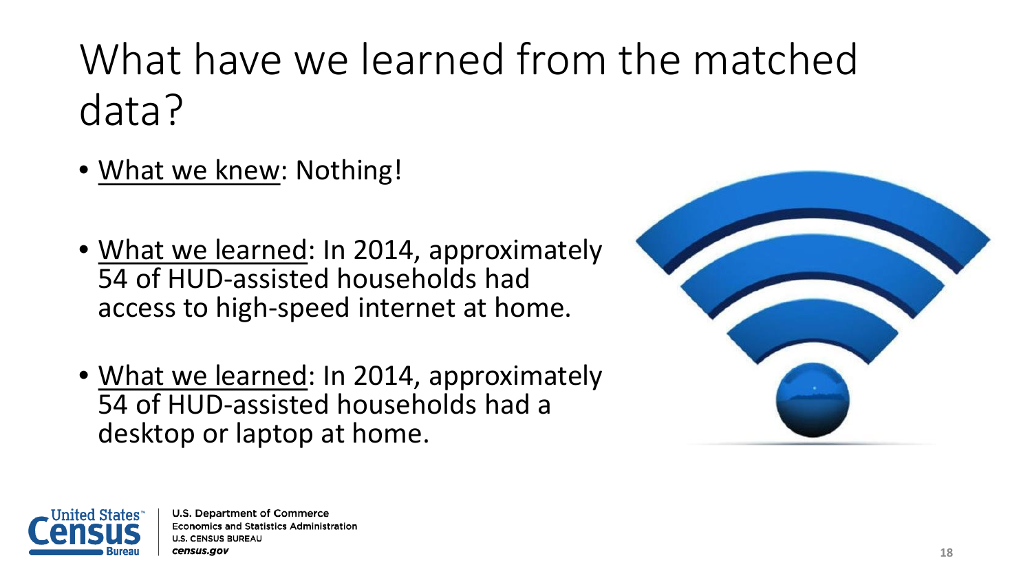# What have we learned from the matched data?

- <u>What we knew</u>: Nothing!

- <u>What we learned</u>: In 2014, approximately 54 of HUD-assisted households had access to high-speed internet at home.

- <u>What we learned</u>: In 2014, approximately 54 of HUD-assisted households had a desktop or laptop at home.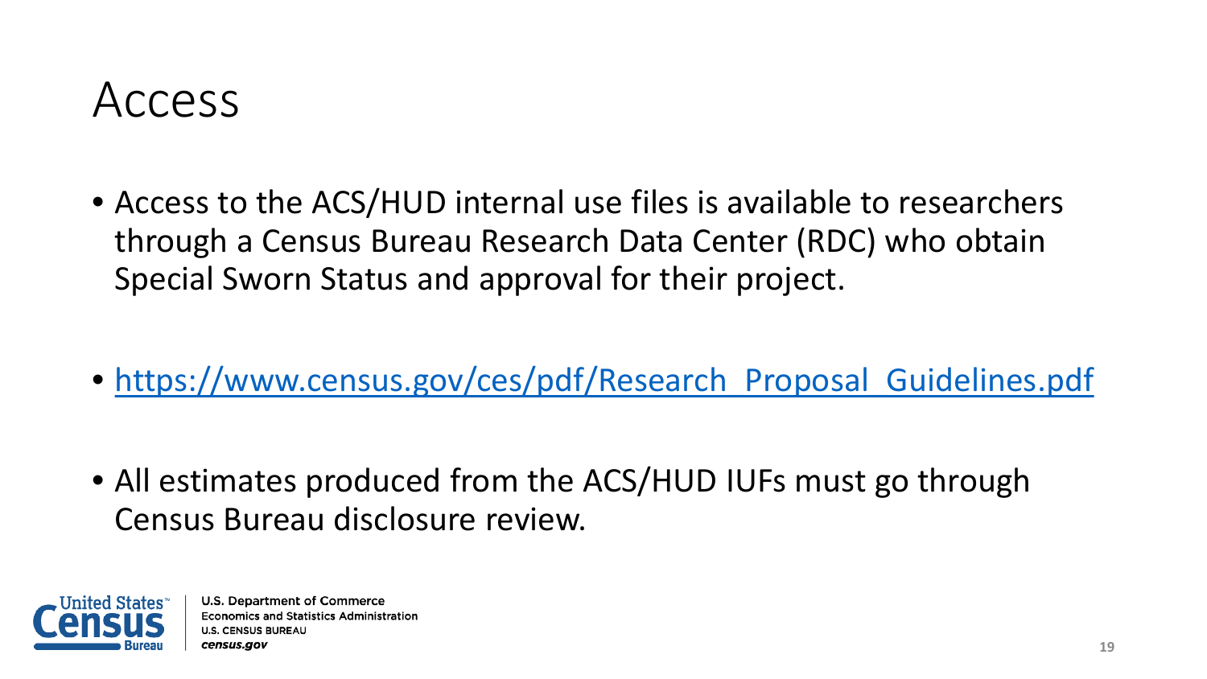# Access

- Access to the ACS/HUD internal use files is available to researchers through a Census Bureau Research Data Center (RDC) who obtain Special Sworn Status and approval for their project.

- https://www.census.gov/ces/pdf/Research_Proposal_Guidelines.pdf

- All estimates produced from the ACS/HUD IUFs must go through Census Bureau disclosure review.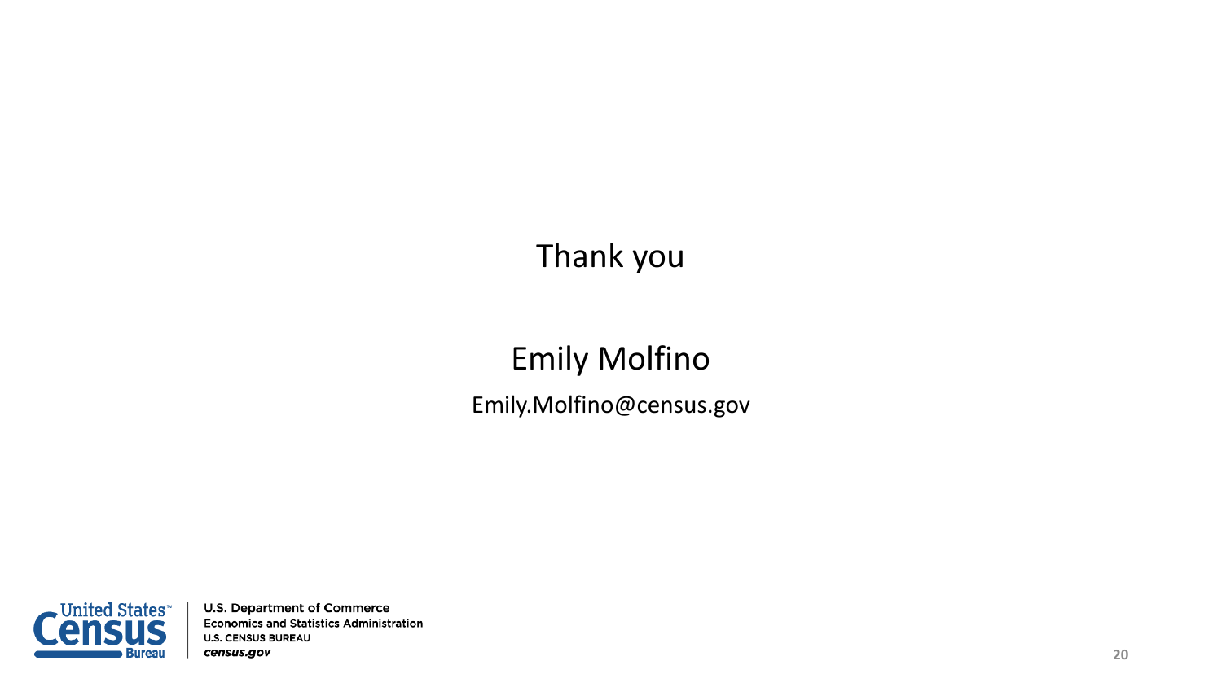Thank you

Emily Molfino

Emily.Molfino@census.gov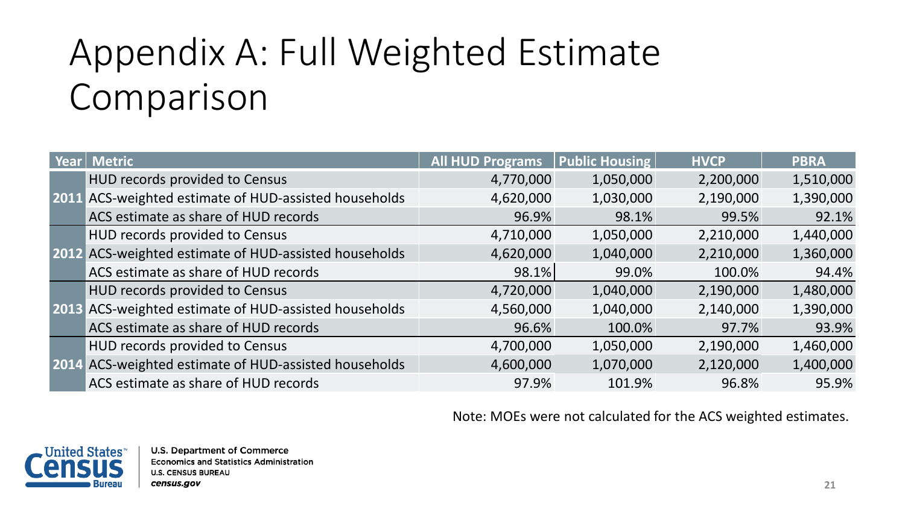# Appendix A: Full Weighted Estimate Comparison

| Year | Metric | All HUD Programs | Public Housing | HVCP | PBRA |
|---|---|---|---|---|---|
| 2011 | HUD records provided to Census | 4,770,000 | 1,050,000 | 2,200,000 | 1,510,000 |
| | ACS-weighted estimate of HUD-assisted households | 4,620,000 | 1,030,000 | 2,190,000 | 1,390,000 |
| | ACS estimate as share of HUD records | 96.9% | 98.1% | 99.5% | 92.1% |
| 2012 | HUD records provided to Census | 4,710,000 | 1,050,000 | 2,210,000 | 1,440,000 |
| | ACS-weighted estimate of HUD-assisted households | 4,620,000 | 1,040,000 | 2,210,000 | 1,360,000 |
| | ACS estimate as share of HUD records | 98.1% | 99.0% | 100.0% | 94.4% |
| 2013 | HUD records provided to Census | 4,720,000 | 1,040,000 | 2,190,000 | 1,480,000 |
| | ACS-weighted estimate of HUD-assisted households | 4,560,000 | 1,040,000 | 2,140,000 | 1,390,000 |
| | ACS estimate as share of HUD records | 96.6% | 100.0% | 97.7% | 93.9% |
| 2014 | HUD records provided to Census | 4,700,000 | 1,050,000 | 2,190,000 | 1,460,000 |
| | ACS-weighted estimate of HUD-assisted households | 4,600,000 | 1,070,000 | 2,120,000 | 1,400,000 |
| | ACS estimate as share of HUD records | 97.9% | 101.9% | 96.8% | 95.9% |

Note: MOEs were not calculated for the ACS weighted estimates.

U.S. Department of Commerce
Economics and Statistics Administration
U.S. CENSUS BUREAU
*census.gov*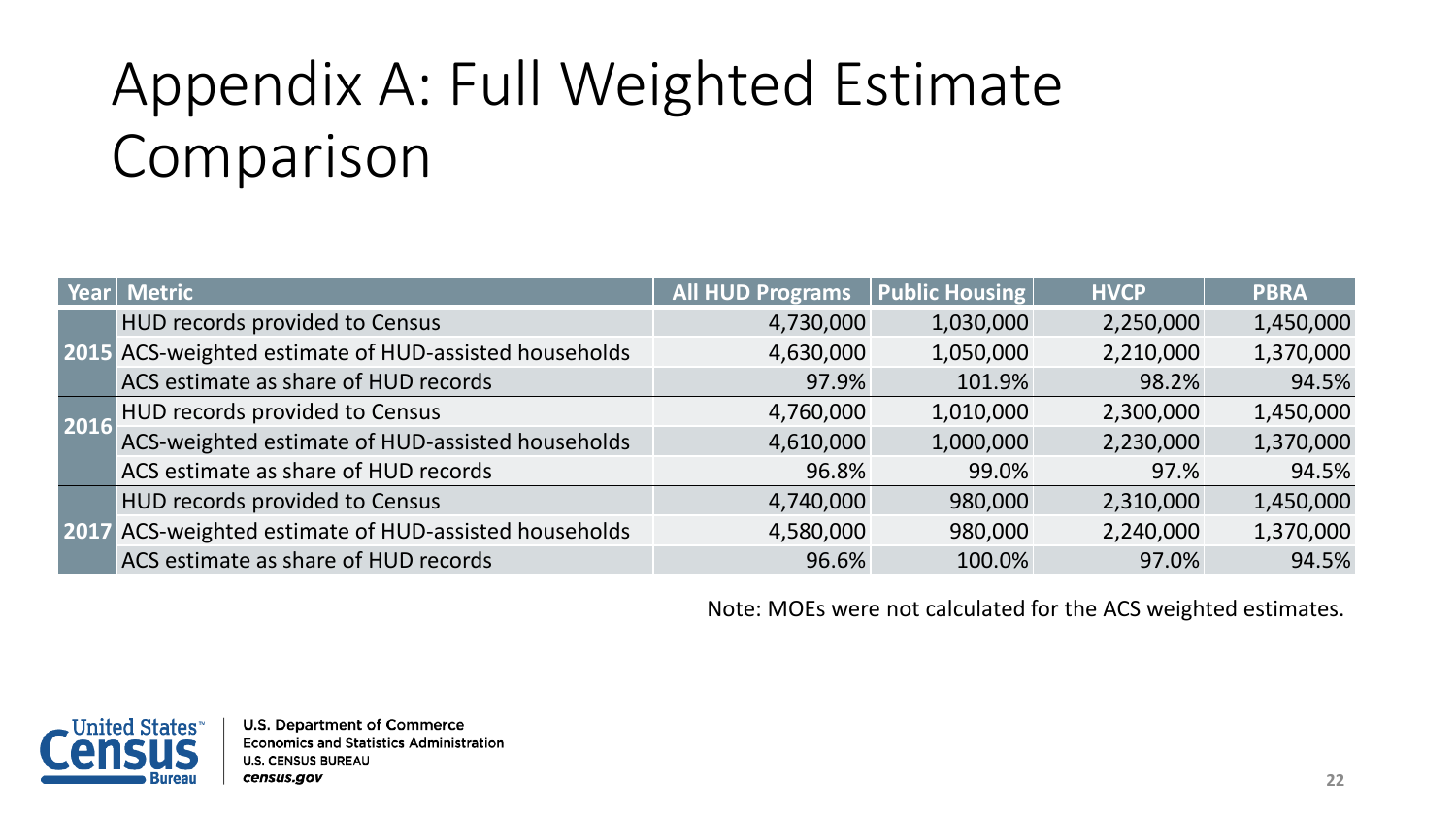# Appendix A: Full Weighted Estimate Comparison

| Year | Metric | All HUD Programs | Public Housing | HVCP | PBRA |
|---|---|---|---|---|---|
| 2015 | HUD records provided to Census | 4,730,000 | 1,030,000 | 2,250,000 | 1,450,000 |
| | ACS-weighted estimate of HUD-assisted households | 4,630,000 | 1,050,000 | 2,210,000 | 1,370,000 |
| | ACS estimate as share of HUD records | 97.9% | 101.9% | 98.2% | 94.5% |
| 2016 | HUD records provided to Census | 4,760,000 | 1,010,000 | 2,300,000 | 1,450,000 |
| | ACS-weighted estimate of HUD-assisted households | 4,610,000 | 1,000,000 | 2,230,000 | 1,370,000 |
| | ACS estimate as share of HUD records | 96.8% | 99.0% | 97.% | 94.5% |
| 2017 | HUD records provided to Census | 4,740,000 | 980,000 | 2,310,000 | 1,450,000 |
| | ACS-weighted estimate of HUD-assisted households | 4,580,000 | 980,000 | 2,240,000 | 1,370,000 |
| | ACS estimate as share of HUD records | 96.6% | 100.0% | 97.0% | 94.5% |

Note: MOEs were not calculated for the ACS weighted estimates.

U.S. Department of Commerce
Economics and Statistics Administration
U.S. CENSUS BUREAU
*census.gov*